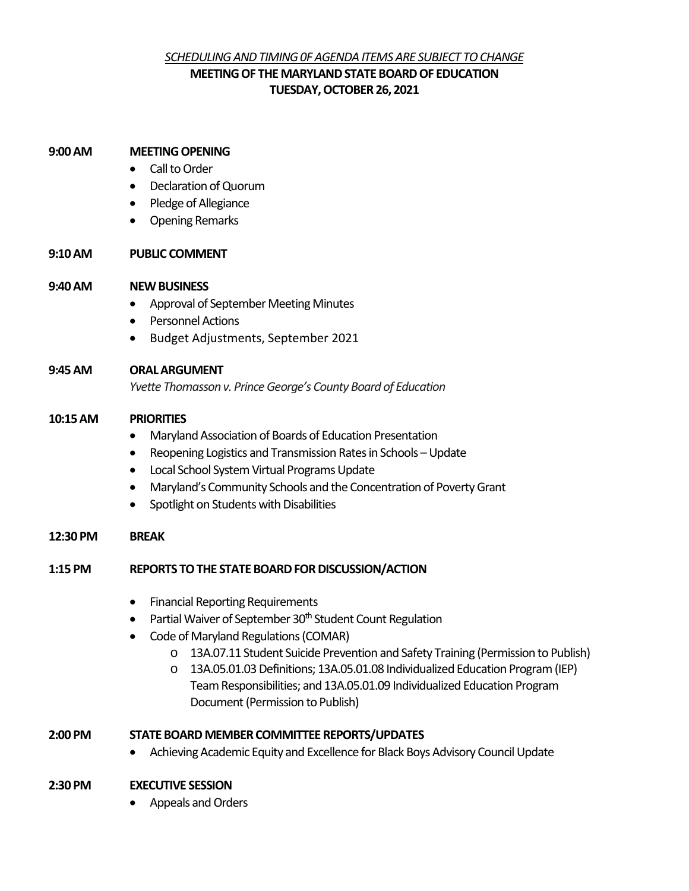*<u>SCHEDULING AND TIMING 0F AGENDA ITEMS ARE SUBJECT TO CHANGE</u>*

**MEETING OF THE MARYLAND STATE BOARD OF EDUCATION**
**TUESDAY, OCTOBER 26, 2021**

**9:00 AM** **MEETING OPENING**

- Call to Order
- Declaration of Quorum
- Pledge of Allegiance
- Opening Remarks

**9:10 AM** **PUBLIC COMMENT**

**9:40 AM** **NEW BUSINESS**

- Approval of September Meeting Minutes
- Personnel Actions
- Budget Adjustments, September 2021

**9:45 AM** **ORAL ARGUMENT**

*Yvette Thomasson v. Prince George's County Board of Education*

**10:15 AM** **PRIORITIES**

- Maryland Association of Boards of Education Presentation
- Reopening Logistics and Transmission Rates in Schools – Update
- Local School System Virtual Programs Update
- Maryland's Community Schools and the Concentration of Poverty Grant
- Spotlight on Students with Disabilities

**12:30 PM** **BREAK**

**1:15 PM** **REPORTS TO THE STATE BOARD FOR DISCUSSION/ACTION**

- Financial Reporting Requirements
- Partial Waiver of September 30th Student Count Regulation
- Code of Maryland Regulations (COMAR)
  - 13A.07.11 Student Suicide Prevention and Safety Training (Permission to Publish)
  - 13A.05.01.03 Definitions; 13A.05.01.08 Individualized Education Program (IEP) Team Responsibilities; and 13A.05.01.09 Individualized Education Program Document (Permission to Publish)

**2:00 PM** **STATE BOARD MEMBER COMMITTEE REPORTS/UPDATES**

- Achieving Academic Equity and Excellence for Black Boys Advisory Council Update

**2:30 PM** **EXECUTIVE SESSION**

- Appeals and Orders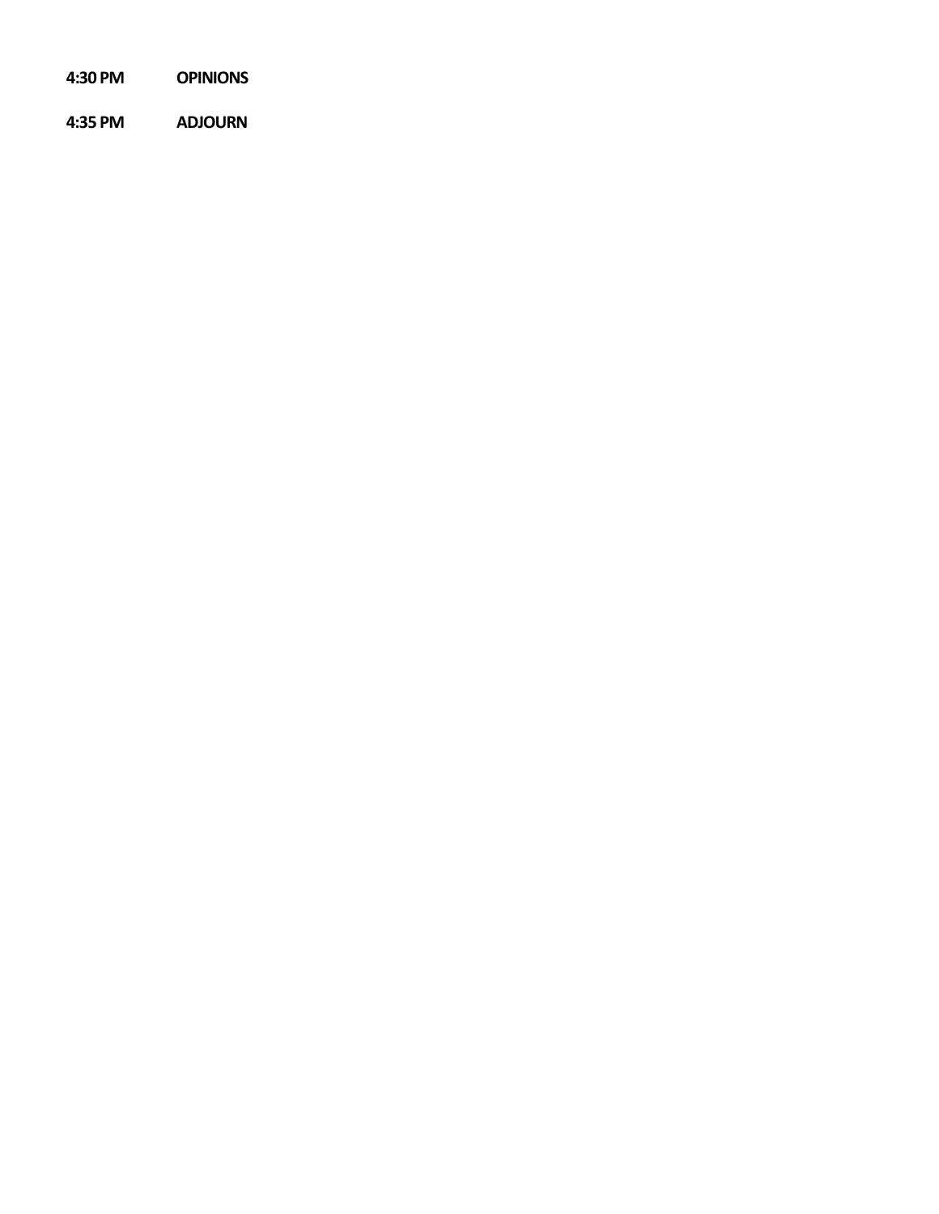**4:30 PM** **OPINIONS**

**4:35 PM** **ADJOURN**